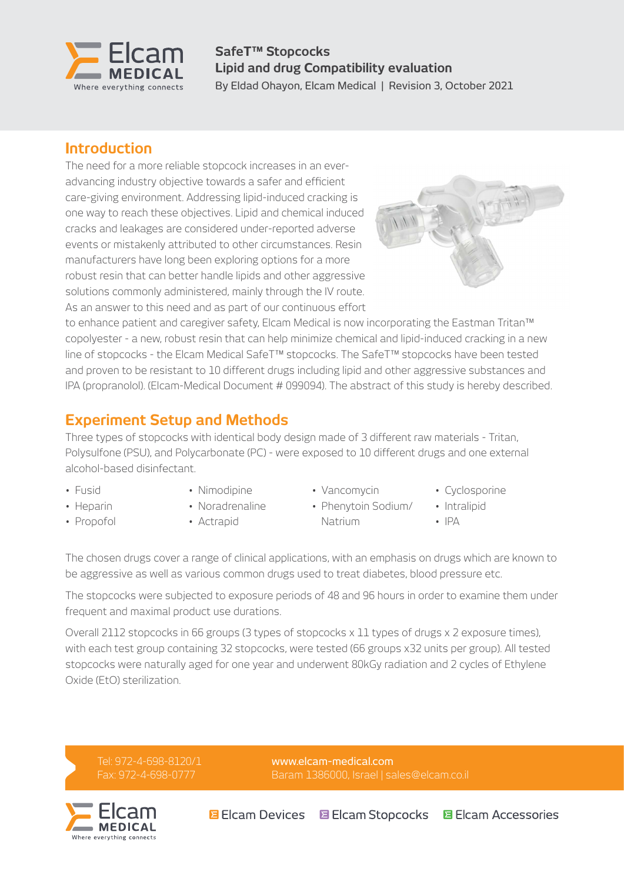# SafeT™ Stopcocks
## Lipid and drug Compatibility evaluation

By Eldad Ohayon, Elcam Medical | Revision 3, October 2021

## Introduction

The need for a more reliable stopcock increases in an ever-advancing industry objective towards a safer and efficient care-giving environment. Addressing lipid-induced cracking is one way to reach these objectives. Lipid and chemical induced cracks and leakages are considered under-reported adverse events or mistakenly attributed to other circumstances. Resin manufacturers have long been exploring options for a more robust resin that can better handle lipids and other aggressive solutions commonly administered, mainly through the IV route. As an answer to this need and as part of our continuous effort to enhance patient and caregiver safety, Elcam Medical is now incorporating the Eastman Tritan™ copolyester - a new, robust resin that can help minimize chemical and lipid-induced cracking in a new line of stopcocks - the Elcam Medical SafeT™ stopcocks. The SafeT™ stopcocks have been tested and proven to be resistant to 10 different drugs including lipid and other aggressive substances and IPA (propranolol). (Elcam-Medical Document # 099094). The abstract of this study is hereby described.

## Experiment Setup and Methods

Three types of stopcocks with identical body design made of 3 different raw materials - Tritan, Polysulfone (PSU), and Polycarbonate (PC) - were exposed to 10 different drugs and one external alcohol-based disinfectant.

- Fusid
- Heparin
- Propofol
- Nimodipine
- Noradrenaline
- Actrapid
- Vancomycin
- Phenytoin Sodium/ Natrium
- Cyclosporine
- Intralipid
- IPA

The chosen drugs cover a range of clinical applications, with an emphasis on drugs which are known to be aggressive as well as various common drugs used to treat diabetes, blood pressure etc.

The stopcocks were subjected to exposure periods of 48 and 96 hours in order to examine them under frequent and maximal product use durations.

Overall 2112 stopcocks in 66 groups (3 types of stopcocks x 11 types of drugs x 2 exposure times), with each test group containing 32 stopcocks, were tested (66 groups x32 units per group). All tested stopcocks were naturally aged for one year and underwent 80kGy radiation and 2 cycles of Ethylene Oxide (EtO) sterilization.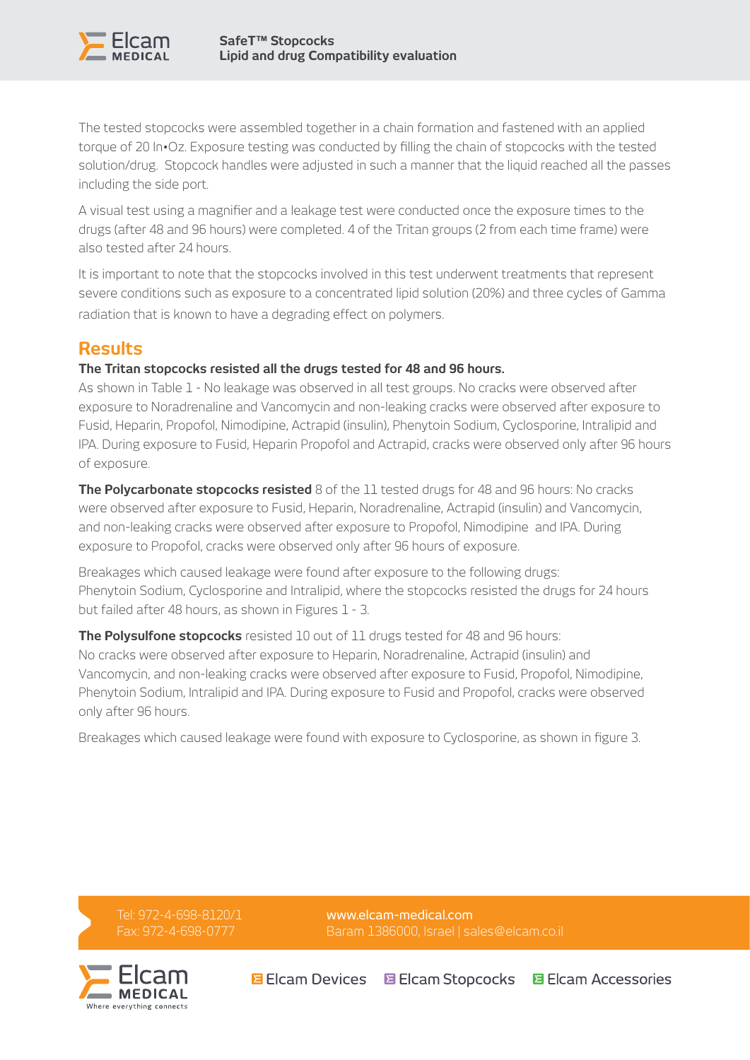The tested stopcocks were assembled together in a chain formation and fastened with an applied torque of 20 In•Oz. Exposure testing was conducted by filling the chain of stopcocks with the tested solution/drug. Stopcock handles were adjusted in such a manner that the liquid reached all the passes including the side port.

A visual test using a magnifier and a leakage test were conducted once the exposure times to the drugs (after 48 and 96 hours) were completed. 4 of the Tritan groups (2 from each time frame) were also tested after 24 hours.

It is important to note that the stopcocks involved in this test underwent treatments that represent severe conditions such as exposure to a concentrated lipid solution (20%) and three cycles of Gamma radiation that is known to have a degrading effect on polymers.

## Results

**The Tritan stopcocks resisted all the drugs tested for 48 and 96 hours.**
As shown in Table 1 - No leakage was observed in all test groups. No cracks were observed after exposure to Noradrenaline and Vancomycin and non-leaking cracks were observed after exposure to Fusid, Heparin, Propofol, Nimodipine, Actrapid (insulin), Phenytoin Sodium, Cyclosporine, Intralipid and IPA. During exposure to Fusid, Heparin Propofol and Actrapid, cracks were observed only after 96 hours of exposure.

**The Polycarbonate stopcocks resisted** 8 of the 11 tested drugs for 48 and 96 hours: No cracks were observed after exposure to Fusid, Heparin, Noradrenaline, Actrapid (insulin) and Vancomycin, and non-leaking cracks were observed after exposure to Propofol, Nimodipine and IPA. During exposure to Propofol, cracks were observed only after 96 hours of exposure.

Breakages which caused leakage were found after exposure to the following drugs: Phenytoin Sodium, Cyclosporine and Intralipid, where the stopcocks resisted the drugs for 24 hours but failed after 48 hours, as shown in Figures 1 - 3.

**The Polysulfone stopcocks** resisted 10 out of 11 drugs tested for 48 and 96 hours: No cracks were observed after exposure to Heparin, Noradrenaline, Actrapid (insulin) and Vancomycin, and non-leaking cracks were observed after exposure to Fusid, Propofol, Nimodipine, Phenytoin Sodium, Intralipid and IPA. During exposure to Fusid and Propofol, cracks were observed only after 96 hours.

Breakages which caused leakage were found with exposure to Cyclosporine, as shown in figure 3.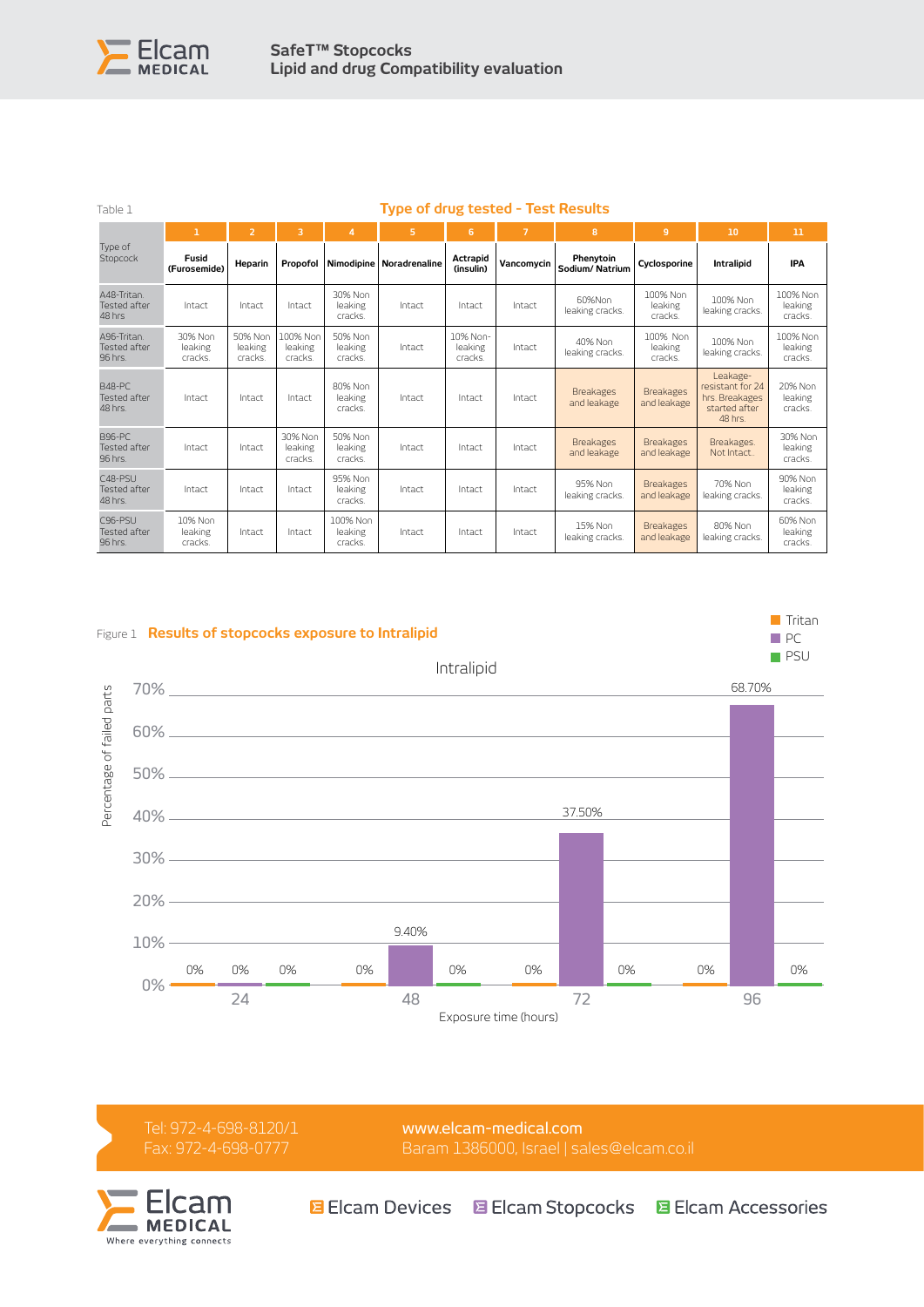Table 1

**Type of drug tested - Test Results**

| Type of Stopcock | 1 Fusid (Furosemide) | 2 Heparin | 3 Propofol | 4 Nimodipine | 5 Noradrenaline | 6 Actrapid (insulin) | 7 Vancomycin | 8 Phenytoin Sodium/ Natrium | 9 Cyclosporine | 10 Intralipid | 11 IPA |
|---|---|---|---|---|---|---|---|---|---|---|---|
| A48-Tritan. Tested after 48 hrs | Intact | Intact | Intact | 30% Non leaking cracks. | Intact | Intact | Intact | 60%Non leaking cracks. | 100% Non leaking cracks. | 100% Non leaking cracks. | 100% Non leaking cracks. |
| A96-Tritan. Tested after 96 hrs. | 30% Non leaking cracks. | 50% Non leaking cracks. | 100% Non leaking cracks. | 50% Non leaking cracks. | Intact | 10% Non-leaking cracks. | Intact | 40% Non leaking cracks. | 100% Non leaking cracks. | 100% Non leaking cracks. | 100% Non leaking cracks. |
| B48-PC Tested after 48 hrs. | Intact | Intact | Intact | 80% Non leaking cracks. | Intact | Intact | Intact | Breakages and leakage | Breakages and leakage | Leakage-resistant for 24 hrs. Breakages started after 48 hrs. | 20% Non leaking cracks. |
| B96-PC Tested after 96 hrs. | Intact | Intact | 30% Non leaking cracks. | 50% Non leaking cracks. | Intact | Intact | Intact | Breakages and leakage | Breakages and leakage | Breakages. Not Intact.. | 30% Non leaking cracks. |
| C48-PSU Tested after 48 hrs. | Intact | Intact | Intact | 95% Non leaking cracks. | Intact | Intact | Intact | 95% Non leaking cracks. | Breakages and leakage | 70% Non leaking cracks. | 90% Non leaking cracks. |
| C96-PSU Tested after 96 hrs. | 10% Non leaking cracks. | Intact | Intact | 100% Non leaking cracks. | Intact | Intact | Intact | 15% Non leaking cracks. | Breakages and leakage | 80% Non leaking cracks. | 60% Non leaking cracks. |

Figure 1 **Results of stopcocks exposure to Intralipid**

Intralipid

Percentage of failed parts by exposure time (hours):

| Exposure time (hours) | Tritan | PC | PSU |
|---|---|---|---|
| 24 | 0% | 0% | 0% |
| 48 | 0% | 9.40% | 0% |
| 72 | 0% | 37.50% | 0% |
| 96 | 0% | 68.70% | 0% |

Tel: 972-4-698-8120/1
Fax: 972-4-698-0777

www.elcam-medical.com
Baram 1386000, Israel | sales@elcam.co.il

Elcam MEDICAL — Where everything connects

Elcam Devices | Elcam Stopcocks | Elcam Accessories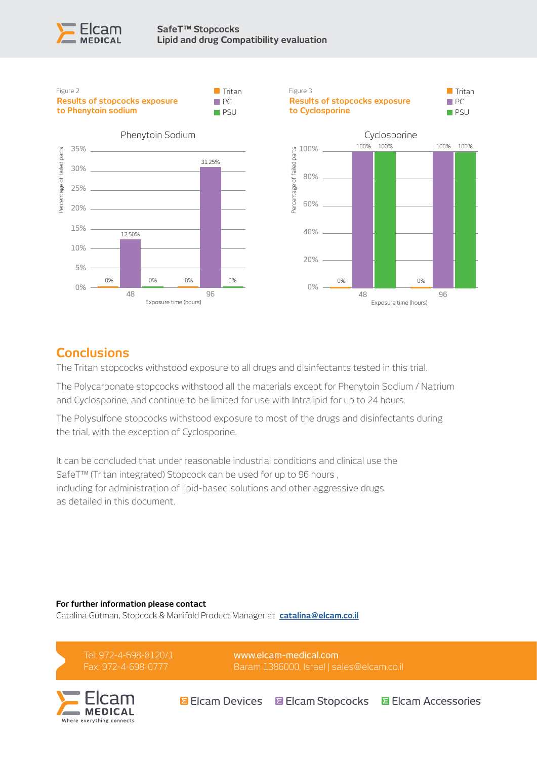Figure 2

**Results of stopcocks exposure to Phenytoin sodium**

Tritan
PC
PSU

Phenytoin Sodium

Percentage of failed parts

35%
30%
25%
20%
15%
10%
5%
0%

0% 12.50% 0% 0% 31.25% 0%

48 96

Exposure time (hours)

Figure 3

**Results of stopcocks exposure to Cyclosporine**

Tritan
PC
PSU

Cyclosporine

Percentage of failed parts

100%
80%
60%
40%
20%
0%

0% 100% 100% 0% 100% 100%

48 96

Exposure time (hours)

## Conclusions

The Tritan stopcocks withstood exposure to all drugs and disinfectants tested in this trial.

The Polycarbonate stopcocks withstood all the materials except for Phenytoin Sodium / Natrium and Cyclosporine, and continue to be limited for use with Intralipid for up to 24 hours.

The Polysulfone stopcocks withstood exposure to most of the drugs and disinfectants during the trial, with the exception of Cyclosporine.

It can be concluded that under reasonable industrial conditions and clinical use the SafeT™ (Tritan integrated) Stopcock can be used for up to 96 hours , including for administration of lipid-based solutions and other aggressive drugs as detailed in this document.

**For further information please contact**

Catalina Gutman, Stopcock & Manifold Product Manager at catalina@elcam.co.il

Tel: 972-4-698-8120/1
Fax: 972-4-698-0777

www.elcam-medical.com
Baram 1386000, Israel | sales@elcam.co.il

Elcam MEDICAL
Where everything connects

Elcam Devices Elcam Stopcocks Elcam Accessories